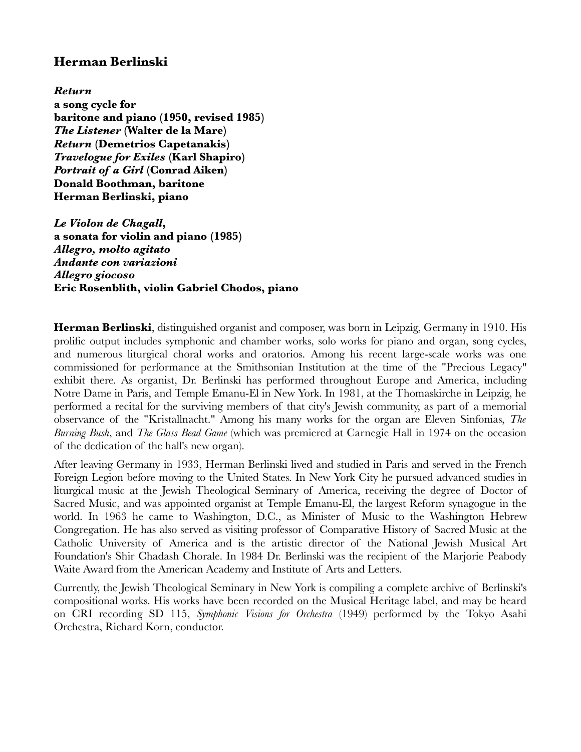## Herman Berlinski

***Return***
**a song cycle for**
**baritone and piano (1950, revised 1985)**
***The Listener* (Walter de la Mare)**
***Return* (Demetrios Capetanakis)**
***Travelogue for Exiles* (Karl Shapiro)**
***Portrait of a Girl* (Conrad Aiken)**
**Donald Boothman, baritone**
**Herman Berlinski, piano**

***Le Violon de Chagall*,**
**a sonata for violin and piano (1985)**
***Allegro, molto agitato***
***Andante con variazioni***
***Allegro giocoso***
**Eric Rosenblith, violin Gabriel Chodos, piano**

**Herman Berlinski**, distinguished organist and composer, was born in Leipzig, Germany in 1910. His prolific output includes symphonic and chamber works, solo works for piano and organ, song cycles, and numerous liturgical choral works and oratorios. Among his recent large-scale works was one commissioned for performance at the Smithsonian Institution at the time of the "Precious Legacy" exhibit there. As organist, Dr. Berlinski has performed throughout Europe and America, including Notre Dame in Paris, and Temple Emanu-El in New York. In 1981, at the Thomaskirche in Leipzig, he performed a recital for the surviving members of that city's Jewish community, as part of a memorial observance of the "Kristallnacht." Among his many works for the organ are Eleven Sinfonias, *The Burning Bush*, and *The Glass Bead Game* (which was premiered at Carnegie Hall in 1974 on the occasion of the dedication of the hall's new organ).

After leaving Germany in 1933, Herman Berlinski lived and studied in Paris and served in the French Foreign Legion before moving to the United States. In New York City he pursued advanced studies in liturgical music at the Jewish Theological Seminary of America, receiving the degree of Doctor of Sacred Music, and was appointed organist at Temple Emanu-El, the largest Reform synagogue in the world. In 1963 he came to Washington, D.C., as Minister of Music to the Washington Hebrew Congregation. He has also served as visiting professor of Comparative History of Sacred Music at the Catholic University of America and is the artistic director of the National Jewish Musical Art Foundation's Shir Chadash Chorale. In 1984 Dr. Berlinski was the recipient of the Marjorie Peabody Waite Award from the American Academy and Institute of Arts and Letters.

Currently, the Jewish Theological Seminary in New York is compiling a complete archive of Berlinski's compositional works. His works have been recorded on the Musical Heritage label, and may be heard on CRI recording SD 115, *Symphonic Visions for Orchestra* (1949) performed by the Tokyo Asahi Orchestra, Richard Korn, conductor.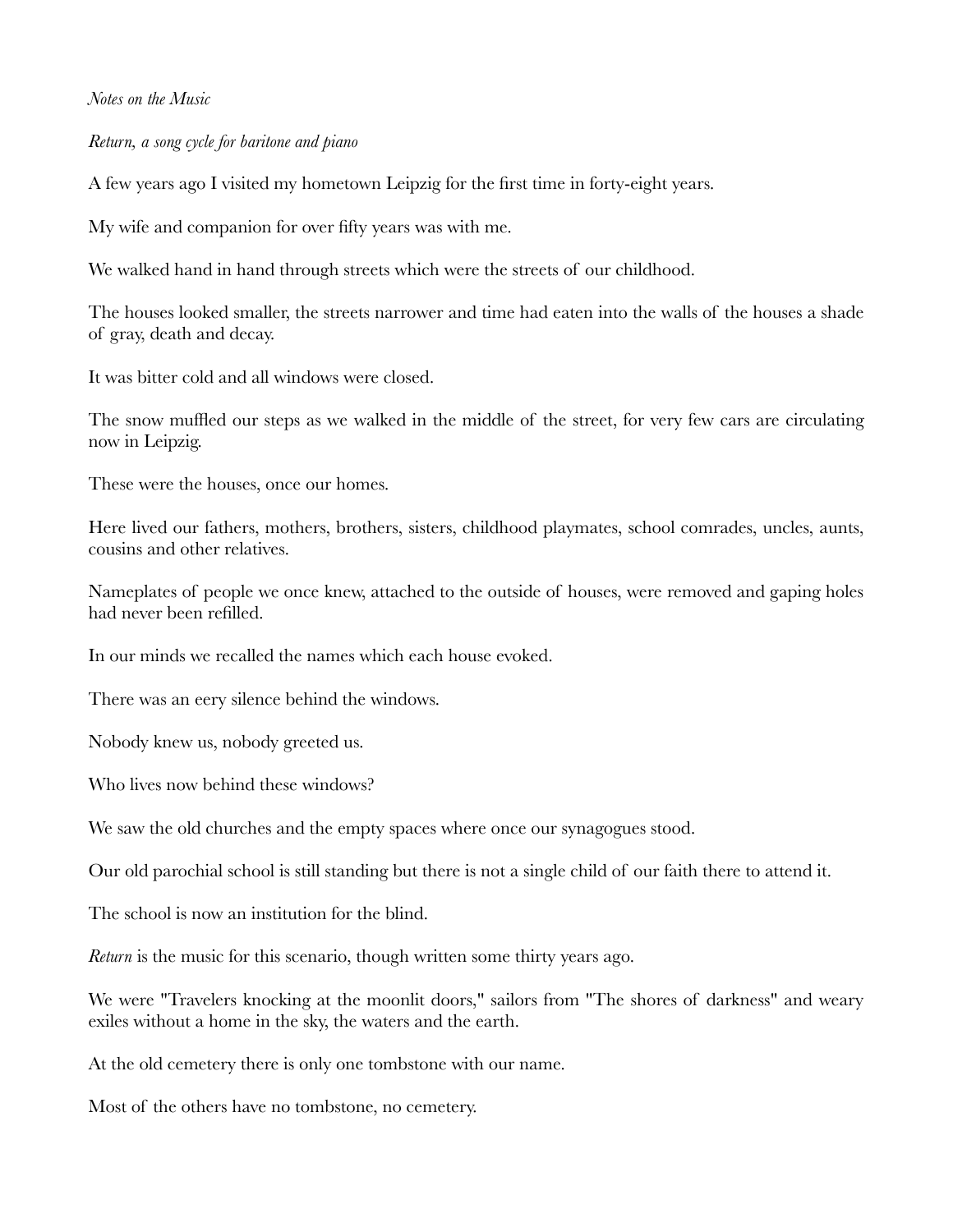*Notes on the Music*

*Return, a song cycle for baritone and piano*

A few years ago I visited my hometown Leipzig for the first time in forty-eight years.

My wife and companion for over fifty years was with me.

We walked hand in hand through streets which were the streets of our childhood.

The houses looked smaller, the streets narrower and time had eaten into the walls of the houses a shade of gray, death and decay.

It was bitter cold and all windows were closed.

The snow muffled our steps as we walked in the middle of the street, for very few cars are circulating now in Leipzig.

These were the houses, once our homes.

Here lived our fathers, mothers, brothers, sisters, childhood playmates, school comrades, uncles, aunts, cousins and other relatives.

Nameplates of people we once knew, attached to the outside of houses, were removed and gaping holes had never been refilled.

In our minds we recalled the names which each house evoked.

There was an eery silence behind the windows.

Nobody knew us, nobody greeted us.

Who lives now behind these windows?

We saw the old churches and the empty spaces where once our synagogues stood.

Our old parochial school is still standing but there is not a single child of our faith there to attend it.

The school is now an institution for the blind.

*Return* is the music for this scenario, though written some thirty years ago.

We were "Travelers knocking at the moonlit doors," sailors from "The shores of darkness" and weary exiles without a home in the sky, the waters and the earth.

At the old cemetery there is only one tombstone with our name.

Most of the others have no tombstone, no cemetery.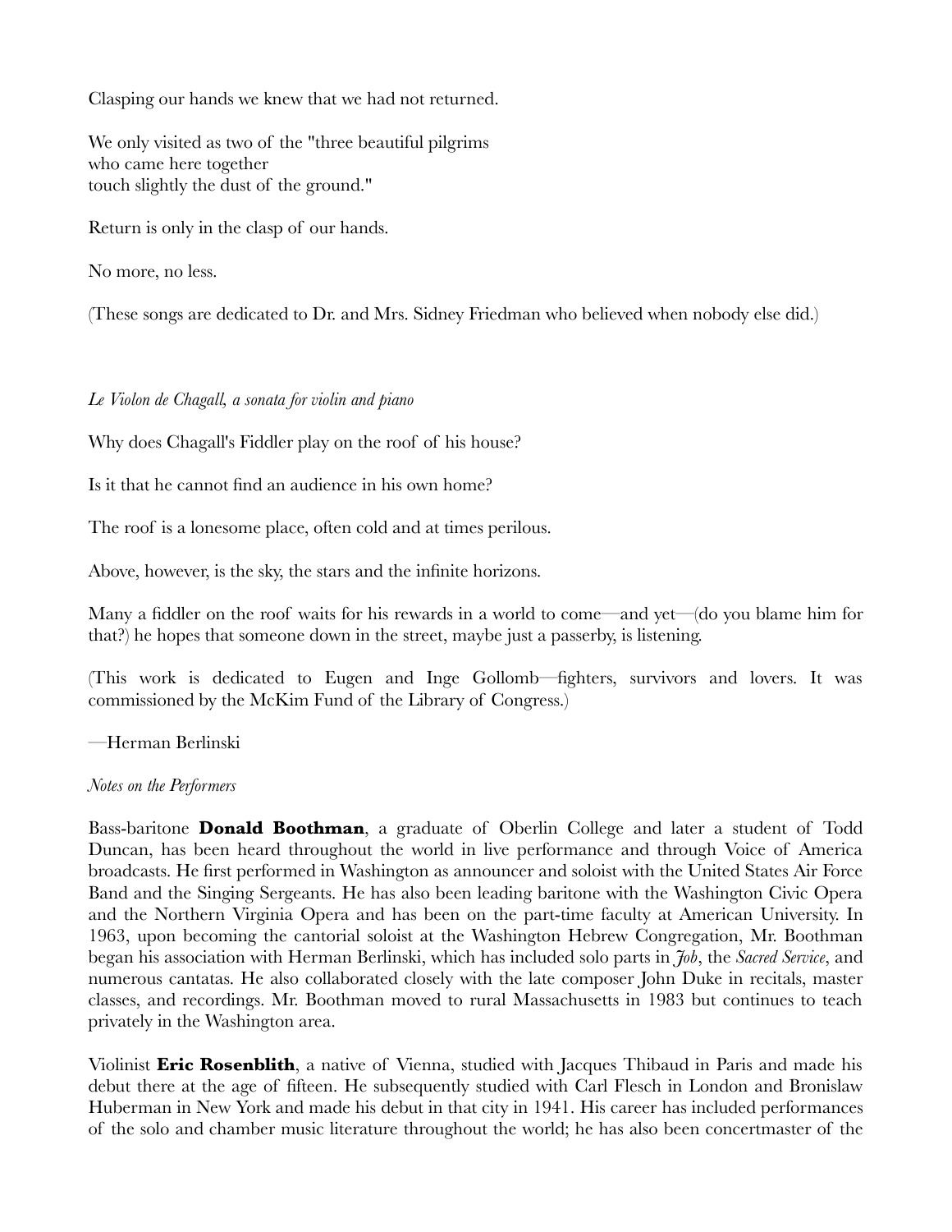Clasping our hands we knew that we had not returned.

We only visited as two of the "three beautiful pilgrims
who came here together
touch slightly the dust of the ground."

Return is only in the clasp of our hands.

No more, no less.

(These songs are dedicated to Dr. and Mrs. Sidney Friedman who believed when nobody else did.)

*Le Violon de Chagall, a sonata for violin and piano*

Why does Chagall's Fiddler play on the roof of his house?

Is it that he cannot find an audience in his own home?

The roof is a lonesome place, often cold and at times perilous.

Above, however, is the sky, the stars and the infinite horizons.

Many a fiddler on the roof waits for his rewards in a world to come—and yet—(do you blame him for that?) he hopes that someone down in the street, maybe just a passerby, is listening.

(This work is dedicated to Eugen and Inge Gollomb—fighters, survivors and lovers. It was commissioned by the McKim Fund of the Library of Congress.)

—Herman Berlinski

*Notes on the Performers*

Bass-baritone **Donald Boothman**, a graduate of Oberlin College and later a student of Todd Duncan, has been heard throughout the world in live performance and through Voice of America broadcasts. He first performed in Washington as announcer and soloist with the United States Air Force Band and the Singing Sergeants. He has also been leading baritone with the Washington Civic Opera and the Northern Virginia Opera and has been on the part-time faculty at American University. In 1963, upon becoming the cantorial soloist at the Washington Hebrew Congregation, Mr. Boothman began his association with Herman Berlinski, which has included solo parts in *Job*, the *Sacred Service*, and numerous cantatas. He also collaborated closely with the late composer John Duke in recitals, master classes, and recordings. Mr. Boothman moved to rural Massachusetts in 1983 but continues to teach privately in the Washington area.

Violinist **Eric Rosenblith**, a native of Vienna, studied with Jacques Thibaud in Paris and made his debut there at the age of fifteen. He subsequently studied with Carl Flesch in London and Bronislaw Huberman in New York and made his debut in that city in 1941. His career has included performances of the solo and chamber music literature throughout the world; he has also been concertmaster of the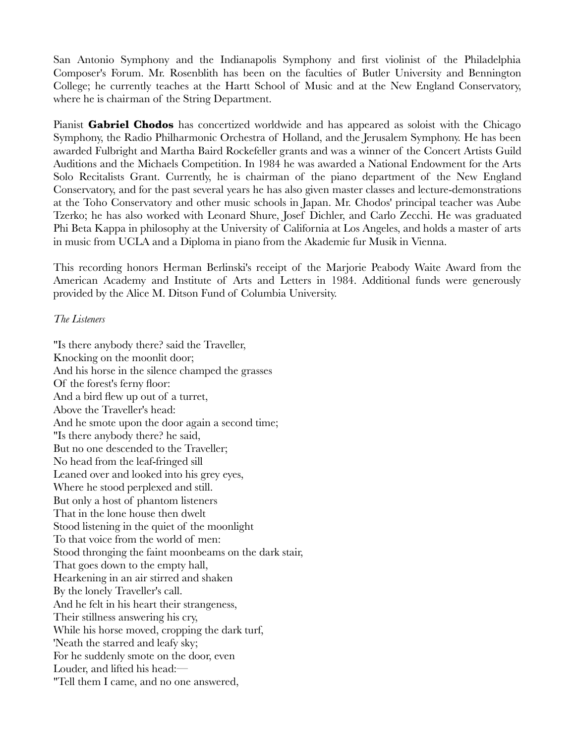San Antonio Symphony and the Indianapolis Symphony and first violinist of the Philadelphia Composer's Forum. Mr. Rosenblith has been on the faculties of Butler University and Bennington College; he currently teaches at the Hartt School of Music and at the New England Conservatory, where he is chairman of the String Department.

Pianist **Gabriel Chodos** has concertized worldwide and has appeared as soloist with the Chicago Symphony, the Radio Philharmonic Orchestra of Holland, and the Jerusalem Symphony. He has been awarded Fulbright and Martha Baird Rockefeller grants and was a winner of the Concert Artists Guild Auditions and the Michaels Competition. In 1984 he was awarded a National Endowment for the Arts Solo Recitalists Grant. Currently, he is chairman of the piano department of the New England Conservatory, and for the past several years he has also given master classes and lecture-demonstrations at the Toho Conservatory and other music schools in Japan. Mr. Chodos' principal teacher was Aube Tzerko; he has also worked with Leonard Shure, Josef Dichler, and Carlo Zecchi. He was graduated Phi Beta Kappa in philosophy at the University of California at Los Angeles, and holds a master of arts in music from UCLA and a Diploma in piano from the Akademie fur Musik in Vienna.

This recording honors Herman Berlinski's receipt of the Marjorie Peabody Waite Award from the American Academy and Institute of Arts and Letters in 1984. Additional funds were generously provided by the Alice M. Ditson Fund of Columbia University.

*The Listeners*

"Is there anybody there? said the Traveller,
Knocking on the moonlit door;
And his horse in the silence champed the grasses
Of the forest's ferny floor:
And a bird flew up out of a turret,
Above the Traveller's head:
And he smote upon the door again a second time;
"Is there anybody there? he said,
But no one descended to the Traveller;
No head from the leaf-fringed sill
Leaned over and looked into his grey eyes,
Where he stood perplexed and still.
But only a host of phantom listeners
That in the lone house then dwelt
Stood listening in the quiet of the moonlight
To that voice from the world of men:
Stood thronging the faint moonbeams on the dark stair,
That goes down to the empty hall,
Hearkening in an air stirred and shaken
By the lonely Traveller's call.
And he felt in his heart their strangeness,
Their stillness answering his cry,
While his horse moved, cropping the dark turf,
'Neath the starred and leafy sky;
For he suddenly smote on the door, even
Louder, and lifted his head:—
"Tell them I came, and no one answered,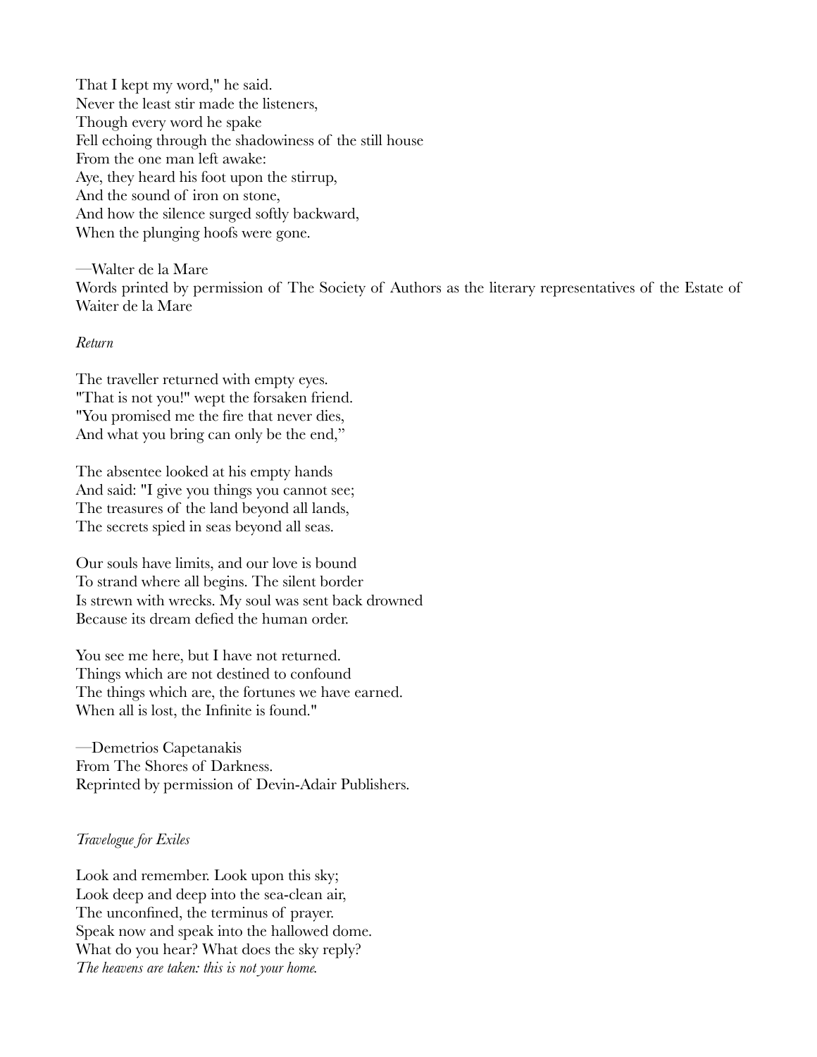That I kept my word," he said.
Never the least stir made the listeners,
Though every word he spake
Fell echoing through the shadowiness of the still house
From the one man left awake:
Aye, they heard his foot upon the stirrup,
And the sound of iron on stone,
And how the silence surged softly backward,
When the plunging hoofs were gone.

—Walter de la Mare
Words printed by permission of The Society of Authors as the literary representatives of the Estate of Waiter de la Mare

*Return*

The traveller returned with empty eyes.
"That is not you!" wept the forsaken friend.
"You promised me the fire that never dies,
And what you bring can only be the end,"

The absentee looked at his empty hands
And said: "I give you things you cannot see;
The treasures of the land beyond all lands,
The secrets spied in seas beyond all seas.

Our souls have limits, and our love is bound
To strand where all begins. The silent border
Is strewn with wrecks. My soul was sent back drowned
Because its dream defied the human order.

You see me here, but I have not returned.
Things which are not destined to confound
The things which are, the fortunes we have earned.
When all is lost, the Infinite is found."

—Demetrios Capetanakis
From The Shores of Darkness.
Reprinted by permission of Devin-Adair Publishers.

*Travelogue for Exiles*

Look and remember. Look upon this sky;
Look deep and deep into the sea-clean air,
The unconfined, the terminus of prayer.
Speak now and speak into the hallowed dome.
What do you hear? What does the sky reply?
*The heavens are taken: this is not your home.*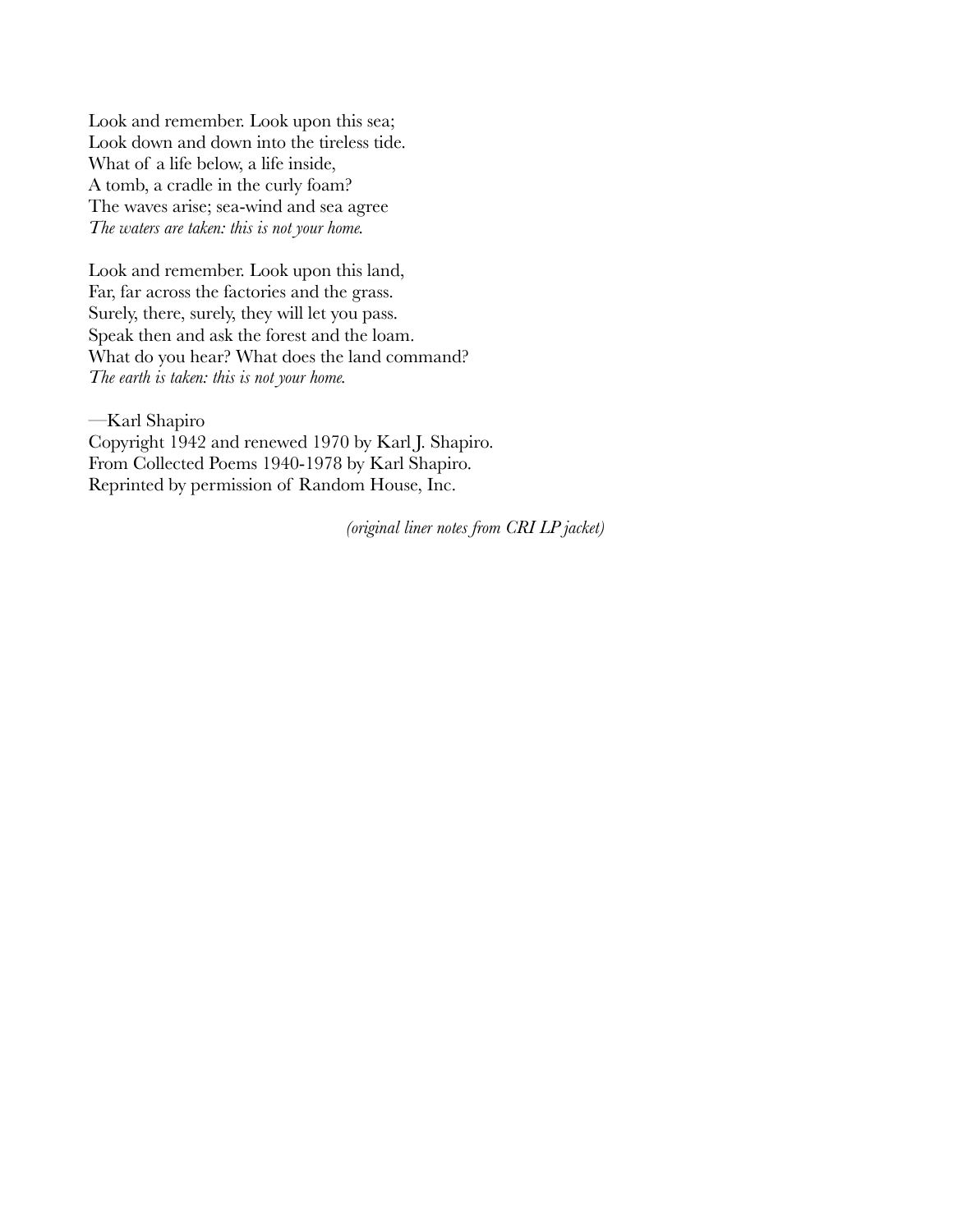Look and remember. Look upon this sea;
Look down and down into the tireless tide.
What of a life below, a life inside,
A tomb, a cradle in the curly foam?
The waves arise; sea-wind and sea agree
*The waters are taken: this is not your home.*

Look and remember. Look upon this land,
Far, far across the factories and the grass.
Surely, there, surely, they will let you pass.
Speak then and ask the forest and the loam.
What do you hear? What does the land command?
*The earth is taken: this is not your home.*

—Karl Shapiro
Copyright 1942 and renewed 1970 by Karl J. Shapiro.
From Collected Poems 1940-1978 by Karl Shapiro.
Reprinted by permission of Random House, Inc.

*(original liner notes from CRI LP jacket)*